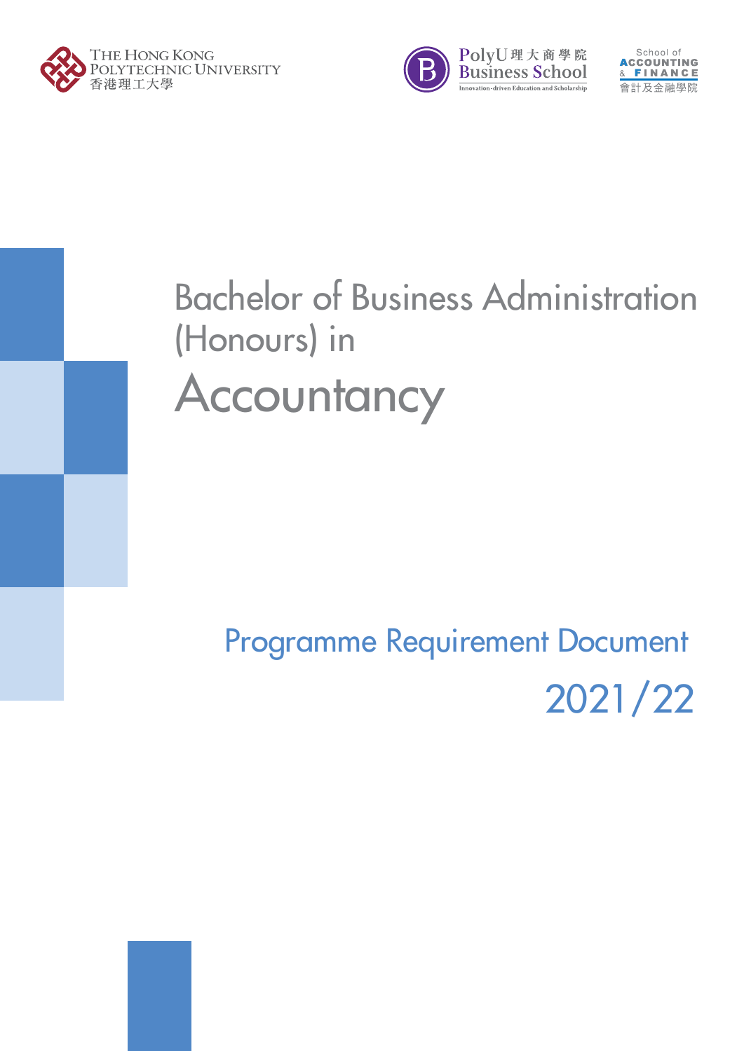THE HONG KONG POLYTECHNIC UNIVERSITY
香港理工大學

PolyU 理大商學院
Business School
Innovation-driven Education and Scholarship

School of ACCOUNTING & FINANCE
會計及金融學院

# Bachelor of Business Administration (Honours) in Accountancy

## Programme Requirement Document

## 2021/22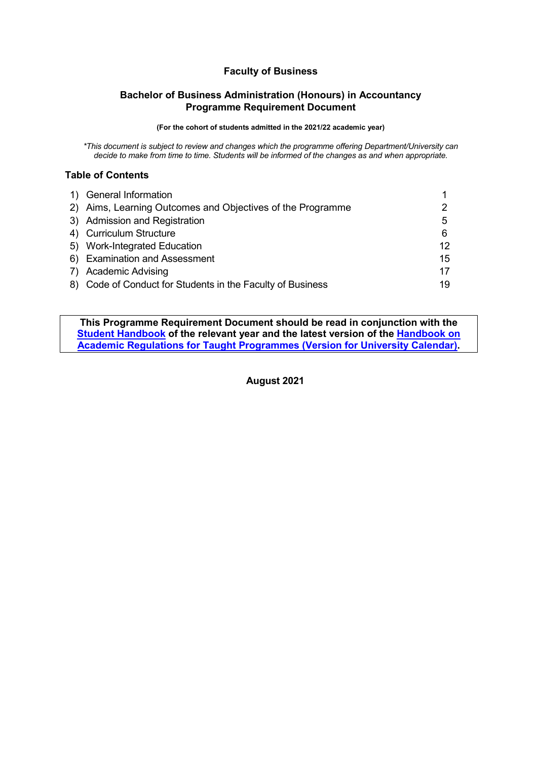**Faculty of Business**

# Bachelor of Business Administration (Honours) in Accountancy
# Programme Requirement Document

**(For the cohort of students admitted in the 2021/22 academic year)**

*\*This document is subject to review and changes which the programme offering Department/University can decide to make from time to time. Students will be informed of the changes as and when appropriate.*

## Table of Contents

| | | |
|---|---|---|
| 1) | General Information | 1 |
| 2) | Aims, Learning Outcomes and Objectives of the Programme | 2 |
| 3) | Admission and Registration | 5 |
| 4) | Curriculum Structure | 6 |
| 5) | Work-Integrated Education | 12 |
| 6) | Examination and Assessment | 15 |
| 7) | Academic Advising | 17 |
| 8) | Code of Conduct for Students in the Faculty of Business | 19 |

**This Programme Requirement Document should be read in conjunction with the Student Handbook of the relevant year and the latest version of the Handbook on Academic Regulations for Taught Programmes (Version for University Calendar).**

**August 2021**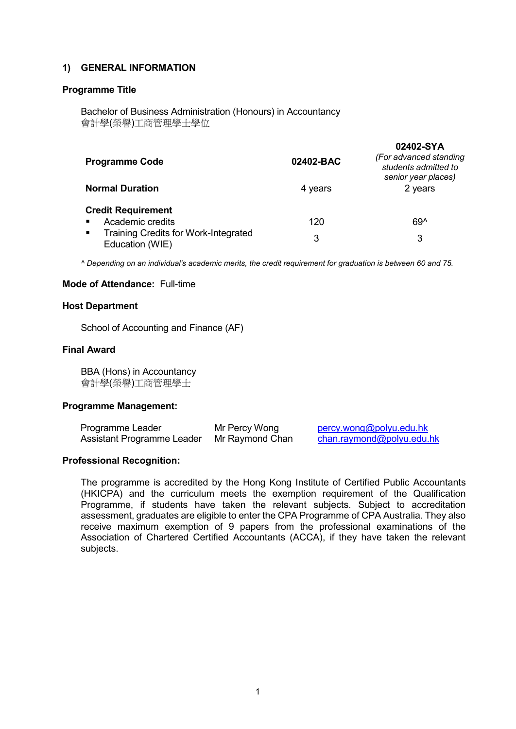## 1) GENERAL INFORMATION

### Programme Title

Bachelor of Business Administration (Honours) in Accountancy
會計學(榮譽)工商管理學士學位

| | | |
|---|---|---|
| **Programme Code** | **02402-BAC** | **02402-SYA** *(For advanced standing students admitted to senior year places)* |
| **Normal Duration** | 4 years | 2 years |
| **Credit Requirement** | | |
| ▪ Academic credits | 120 | 69^ |
| ▪ Training Credits for Work-Integrated Education (WIE) | 3 | 3 |

*^ Depending on an individual's academic merits, the credit requirement for graduation is between 60 and 75.*

**Mode of Attendance:** Full-time

### Host Department

School of Accounting and Finance (AF)

### Final Award

BBA (Hons) in Accountancy
會計學(榮譽)工商管理學士

### Programme Management:

| | | |
|---|---|---|
| Programme Leader | Mr Percy Wong | percy.wong@polyu.edu.hk |
| Assistant Programme Leader | Mr Raymond Chan | chan.raymond@polyu.edu.hk |

### Professional Recognition:

The programme is accredited by the Hong Kong Institute of Certified Public Accountants (HKICPA) and the curriculum meets the exemption requirement of the Qualification Programme, if students have taken the relevant subjects. Subject to accreditation assessment, graduates are eligible to enter the CPA Programme of CPA Australia. They also receive maximum exemption of 9 papers from the professional examinations of the Association of Chartered Certified Accountants (ACCA), if they have taken the relevant subjects.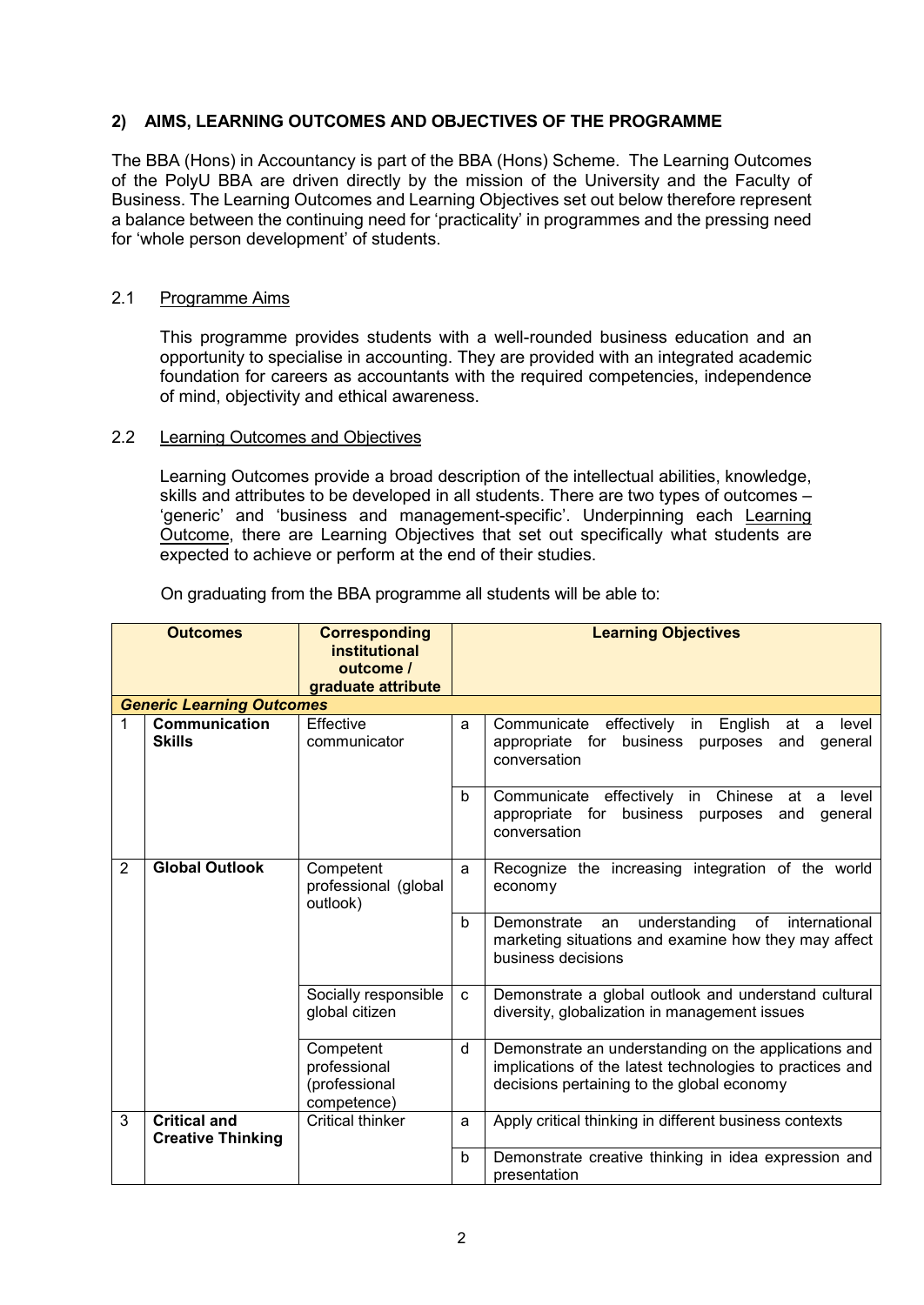## 2) AIMS, LEARNING OUTCOMES AND OBJECTIVES OF THE PROGRAMME

The BBA (Hons) in Accountancy is part of the BBA (Hons) Scheme. The Learning Outcomes of the PolyU BBA are driven directly by the mission of the University and the Faculty of Business. The Learning Outcomes and Learning Objectives set out below therefore represent a balance between the continuing need for 'practicality' in programmes and the pressing need for 'whole person development' of students.

### 2.1 Programme Aims

This programme provides students with a well-rounded business education and an opportunity to specialise in accounting. They are provided with an integrated academic foundation for careers as accountants with the required competencies, independence of mind, objectivity and ethical awareness.

### 2.2 Learning Outcomes and Objectives

Learning Outcomes provide a broad description of the intellectual abilities, knowledge, skills and attributes to be developed in all students. There are two types of outcomes – 'generic' and 'business and management-specific'. Underpinning each Learning Outcome, there are Learning Objectives that set out specifically what students are expected to achieve or perform at the end of their studies.

On graduating from the BBA programme all students will be able to:

| Outcomes | | Corresponding institutional outcome / graduate attribute | Learning Objectives | |
|---|---|---|---|---|
| ***Generic Learning Outcomes*** | | | | |
| 1 | **Communication Skills** | Effective communicator | a | Communicate effectively in English at a level appropriate for business purposes and general conversation |
| | | | b | Communicate effectively in Chinese at a level appropriate for business purposes and general conversation |
| 2 | **Global Outlook** | Competent professional (global outlook) | a | Recognize the increasing integration of the world economy |
| | | | b | Demonstrate an understanding of international marketing situations and examine how they may affect business decisions |
| | | Socially responsible global citizen | c | Demonstrate a global outlook and understand cultural diversity, globalization in management issues |
| | | Competent professional (professional competence) | d | Demonstrate an understanding on the applications and implications of the latest technologies to practices and decisions pertaining to the global economy |
| 3 | **Critical and Creative Thinking** | Critical thinker | a | Apply critical thinking in different business contexts |
| | | | b | Demonstrate creative thinking in idea expression and presentation |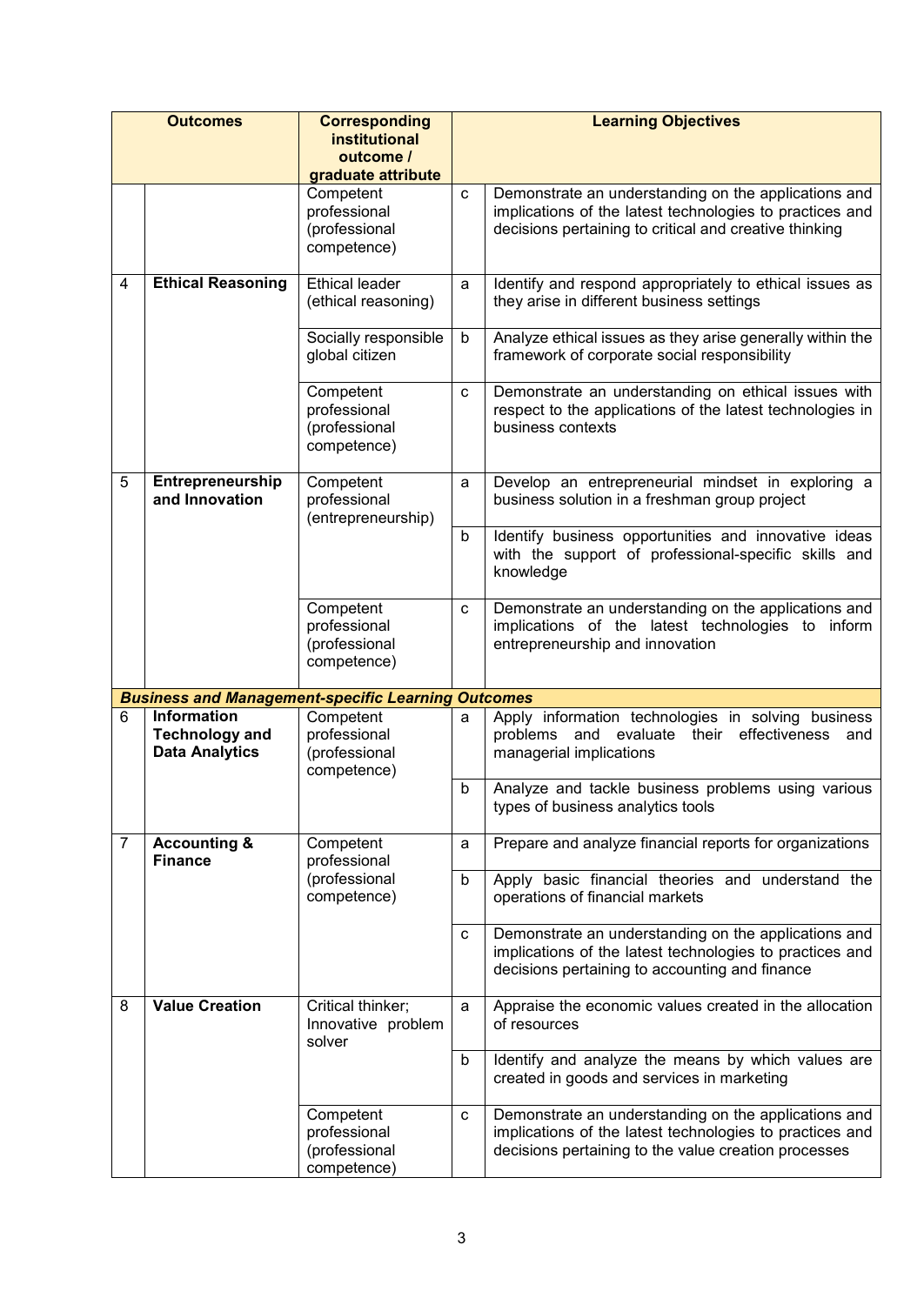| Outcomes | | Corresponding institutional outcome / graduate attribute | Learning Objectives | |
|---|---|---|---|---|
| | | Competent professional (professional competence) | c | Demonstrate an understanding on the applications and implications of the latest technologies to practices and decisions pertaining to critical and creative thinking |
| 4 | **Ethical Reasoning** | Ethical leader (ethical reasoning) | a | Identify and respond appropriately to ethical issues as they arise in different business settings |
| | | Socially responsible global citizen | b | Analyze ethical issues as they arise generally within the framework of corporate social responsibility |
| | | Competent professional (professional competence) | c | Demonstrate an understanding on ethical issues with respect to the applications of the latest technologies in business contexts |
| 5 | **Entrepreneurship and Innovation** | Competent professional (entrepreneurship) | a | Develop an entrepreneurial mindset in exploring a business solution in a freshman group project |
| | | | b | Identify business opportunities and innovative ideas with the support of professional-specific skills and knowledge |
| | | Competent professional (professional competence) | c | Demonstrate an understanding on the applications and implications of the latest technologies to inform entrepreneurship and innovation |
| ***Business and Management-specific Learning Outcomes*** | | | | |
| 6 | **Information Technology and Data Analytics** | Competent professional (professional competence) | a | Apply information technologies in solving business problems and evaluate their effectiveness and managerial implications |
| | | | b | Analyze and tackle business problems using various types of business analytics tools |
| 7 | **Accounting & Finance** | Competent professional (professional competence) | a | Prepare and analyze financial reports for organizations |
| | | | b | Apply basic financial theories and understand the operations of financial markets |
| | | | c | Demonstrate an understanding on the applications and implications of the latest technologies to practices and decisions pertaining to accounting and finance |
| 8 | **Value Creation** | Critical thinker; Innovative problem solver | a | Appraise the economic values created in the allocation of resources |
| | | | b | Identify and analyze the means by which values are created in goods and services in marketing |
| | | Competent professional (professional competence) | c | Demonstrate an understanding on the applications and implications of the latest technologies to practices and decisions pertaining to the value creation processes |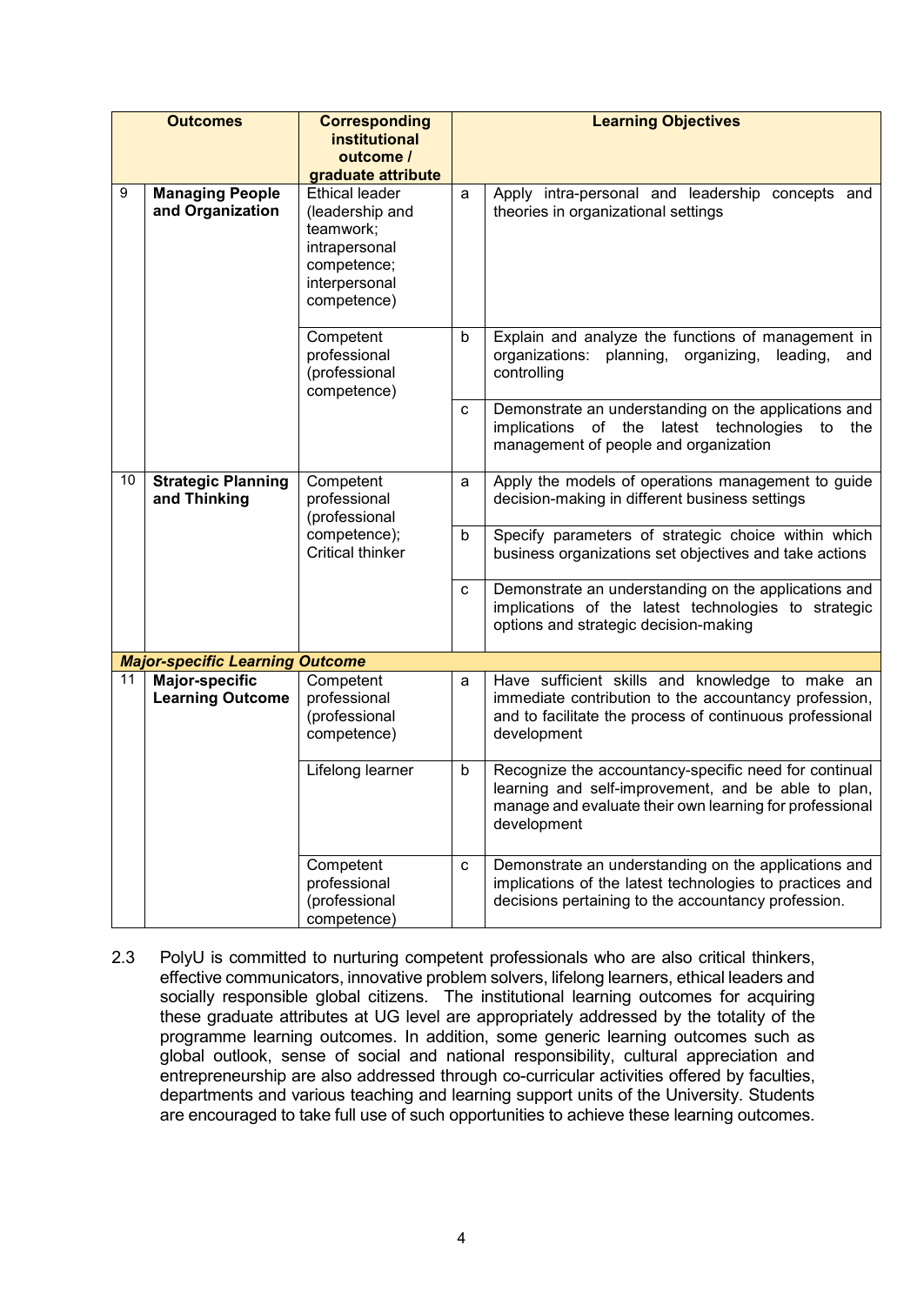| Outcomes | | Corresponding institutional outcome / graduate attribute | Learning Objectives | |
|---|---|---|---|---|
| 9 | **Managing People and Organization** | Ethical leader (leadership and teamwork; intrapersonal competence; interpersonal competence) | a | Apply intra-personal and leadership concepts and theories in organizational settings |
| | | Competent professional (professional competence) | b | Explain and analyze the functions of management in organizations: planning, organizing, leading, and controlling |
| | | | c | Demonstrate an understanding on the applications and implications of the latest technologies to the management of people and organization |
| 10 | **Strategic Planning and Thinking** | Competent professional (professional competence); Critical thinker | a | Apply the models of operations management to guide decision-making in different business settings |
| | | | b | Specify parameters of strategic choice within which business organizations set objectives and take actions |
| | | | c | Demonstrate an understanding on the applications and implications of the latest technologies to strategic options and strategic decision-making |
| ***Major-specific Learning Outcome*** | | | | |
| 11 | **Major-specific Learning Outcome** | Competent professional (professional competence) | a | Have sufficient skills and knowledge to make an immediate contribution to the accountancy profession, and to facilitate the process of continuous professional development |
| | | Lifelong learner | b | Recognize the accountancy-specific need for continual learning and self-improvement, and be able to plan, manage and evaluate their own learning for professional development |
| | | Competent professional (professional competence) | c | Demonstrate an understanding on the applications and implications of the latest technologies to practices and decisions pertaining to the accountancy profession. |

2.3 PolyU is committed to nurturing competent professionals who are also critical thinkers, effective communicators, innovative problem solvers, lifelong learners, ethical leaders and socially responsible global citizens. The institutional learning outcomes for acquiring these graduate attributes at UG level are appropriately addressed by the totality of the programme learning outcomes. In addition, some generic learning outcomes such as global outlook, sense of social and national responsibility, cultural appreciation and entrepreneurship are also addressed through co-curricular activities offered by faculties, departments and various teaching and learning support units of the University. Students are encouraged to take full use of such opportunities to achieve these learning outcomes.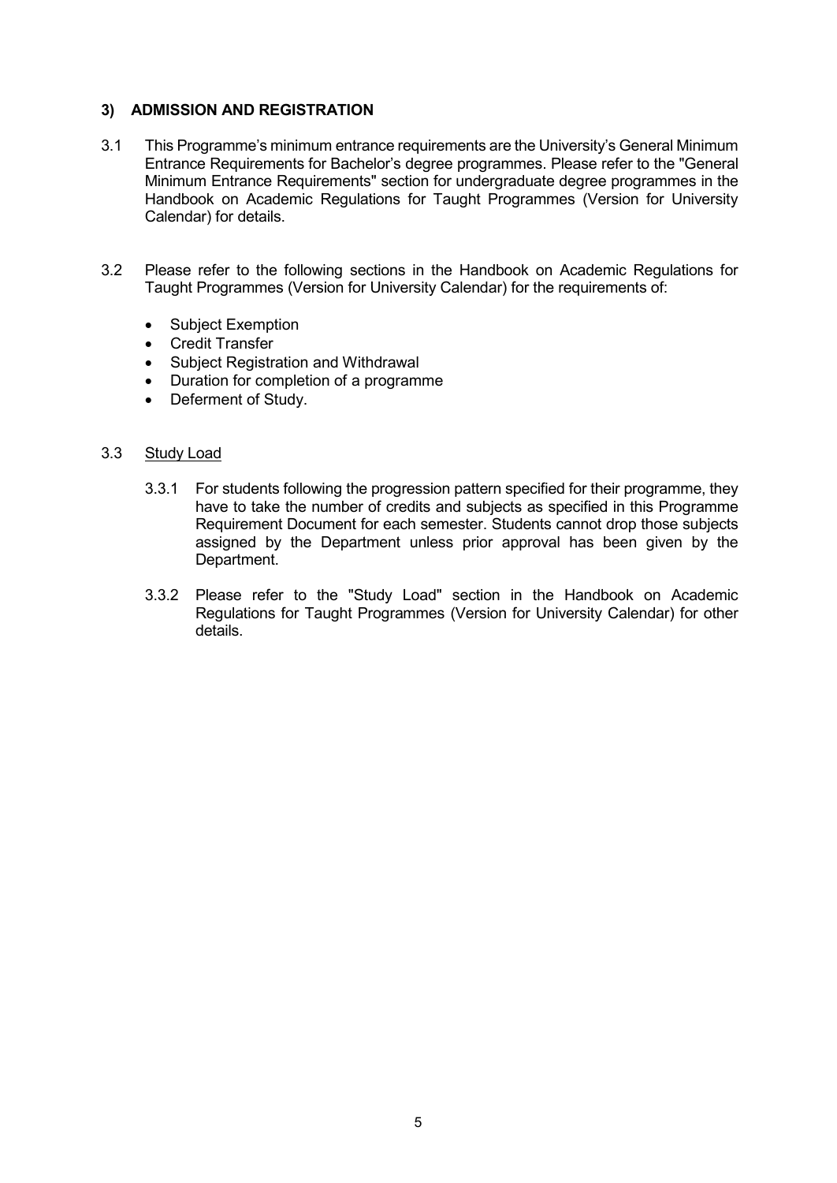### 3) ADMISSION AND REGISTRATION

3.1 This Programme's minimum entrance requirements are the University's General Minimum Entrance Requirements for Bachelor's degree programmes. Please refer to the "General Minimum Entrance Requirements" section for undergraduate degree programmes in the Handbook on Academic Regulations for Taught Programmes (Version for University Calendar) for details.

3.2 Please refer to the following sections in the Handbook on Academic Regulations for Taught Programmes (Version for University Calendar) for the requirements of:

- Subject Exemption
- Credit Transfer
- Subject Registration and Withdrawal
- Duration for completion of a programme
- Deferment of Study.

3.3 <u>Study Load</u>

3.3.1 For students following the progression pattern specified for their programme, they have to take the number of credits and subjects as specified in this Programme Requirement Document for each semester. Students cannot drop those subjects assigned by the Department unless prior approval has been given by the Department.

3.3.2 Please refer to the "Study Load" section in the Handbook on Academic Regulations for Taught Programmes (Version for University Calendar) for other details.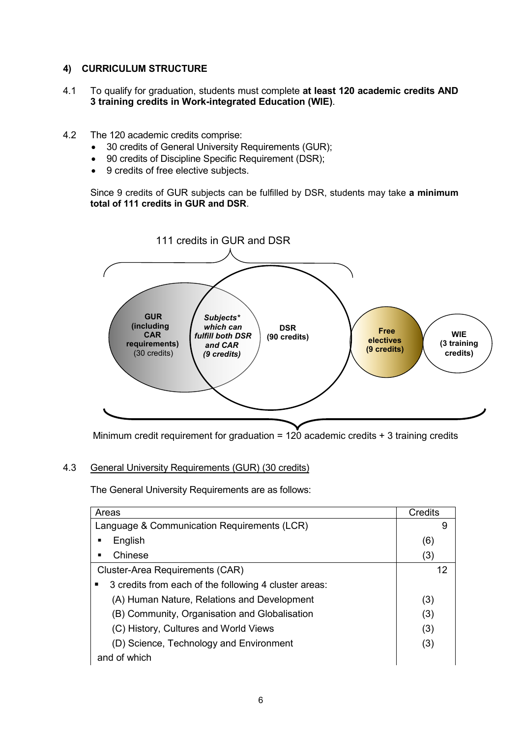## 4) CURRICULUM STRUCTURE

4.1 To qualify for graduation, students must complete **at least 120 academic credits AND 3 training credits in Work-integrated Education (WIE)**.

4.2 The 120 academic credits comprise:

- 30 credits of General University Requirements (GUR);
- 90 credits of Discipline Specific Requirement (DSR);
- 9 credits of free elective subjects.

Since 9 credits of GUR subjects can be fulfilled by DSR, students may take **a minimum total of 111 credits in GUR and DSR**.

111 credits in GUR and DSR

**GUR (including CAR requirements)** (30 credits)

***Subjects* which can fulfill both DSR and CAR (9 credits)***

**DSR (90 credits)**

**Free electives (9 credits)**

**WIE (3 training credits)**

Minimum credit requirement for graduation = 120 academic credits + 3 training credits

4.3 General University Requirements (GUR) (30 credits)

The General University Requirements are as follows:

| Areas | Credits |
|---|---|
| Language & Communication Requirements (LCR) | 9 |
| ▪ English | (6) |
| ▪ Chinese | (3) |
| Cluster-Area Requirements (CAR) | 12 |
| ▪ 3 credits from each of the following 4 cluster areas: | |
| (A) Human Nature, Relations and Development | (3) |
| (B) Community, Organisation and Globalisation | (3) |
| (C) History, Cultures and World Views | (3) |
| (D) Science, Technology and Environment | (3) |
| and of which | |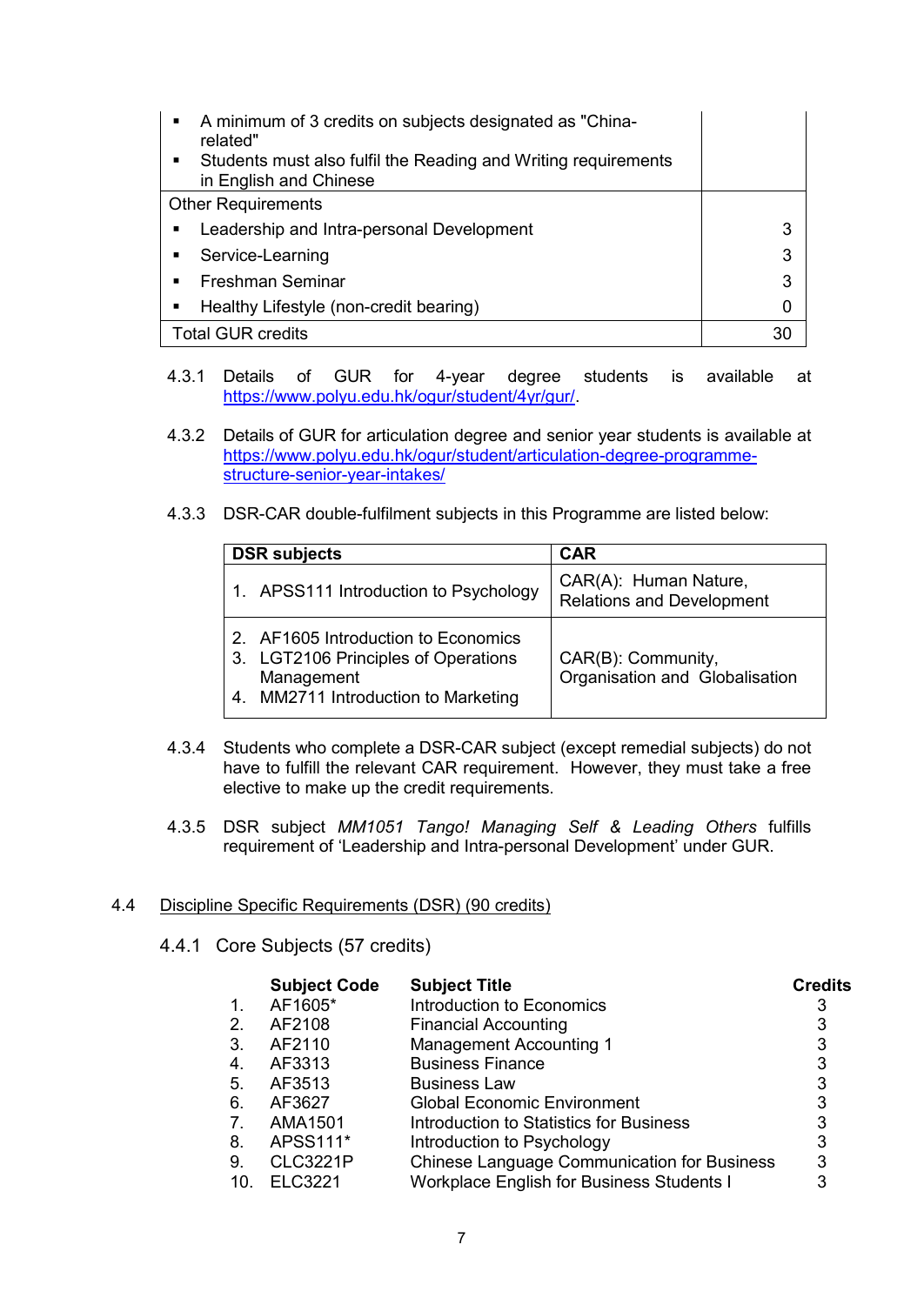| | |
|---|---|
| ▪ A minimum of 3 credits on subjects designated as "China-related"<br>▪ Students must also fulfil the Reading and Writing requirements in English and Chinese | |
| Other Requirements | |
| ▪ Leadership and Intra-personal Development | 3 |
| ▪ Service-Learning | 3 |
| ▪ Freshman Seminar | 3 |
| ▪ Healthy Lifestyle (non-credit bearing) | 0 |
| Total GUR credits | 30 |

4.3.1 Details of GUR for 4-year degree students is available at https://www.polyu.edu.hk/ogur/student/4yr/gur/.

4.3.2 Details of GUR for articulation degree and senior year students is available at https://www.polyu.edu.hk/ogur/student/articulation-degree-programme-structure-senior-year-intakes/

4.3.3 DSR-CAR double-fulfilment subjects in this Programme are listed below:

| DSR subjects | CAR |
|---|---|
| 1. APSS111 Introduction to Psychology | CAR(A): Human Nature, Relations and Development |
| 2. AF1605 Introduction to Economics<br>3. LGT2106 Principles of Operations Management<br>4. MM2711 Introduction to Marketing | CAR(B): Community, Organisation and Globalisation |

4.3.4 Students who complete a DSR-CAR subject (except remedial subjects) do not have to fulfill the relevant CAR requirement. However, they must take a free elective to make up the credit requirements.

4.3.5 DSR subject *MM1051 Tango! Managing Self & Leading Others* fulfills requirement of 'Leadership and Intra-personal Development' under GUR.

## 4.4 Discipline Specific Requirements (DSR) (90 credits)

### 4.4.1 Core Subjects (57 credits)

| | Subject Code | Subject Title | Credits |
|---|---|---|---|
| 1. | AF1605* | Introduction to Economics | 3 |
| 2. | AF2108 | Financial Accounting | 3 |
| 3. | AF2110 | Management Accounting 1 | 3 |
| 4. | AF3313 | Business Finance | 3 |
| 5. | AF3513 | Business Law | 3 |
| 6. | AF3627 | Global Economic Environment | 3 |
| 7. | AMA1501 | Introduction to Statistics for Business | 3 |
| 8. | APSS111* | Introduction to Psychology | 3 |
| 9. | CLC3221P | Chinese Language Communication for Business | 3 |
| 10. | ELC3221 | Workplace English for Business Students I | 3 |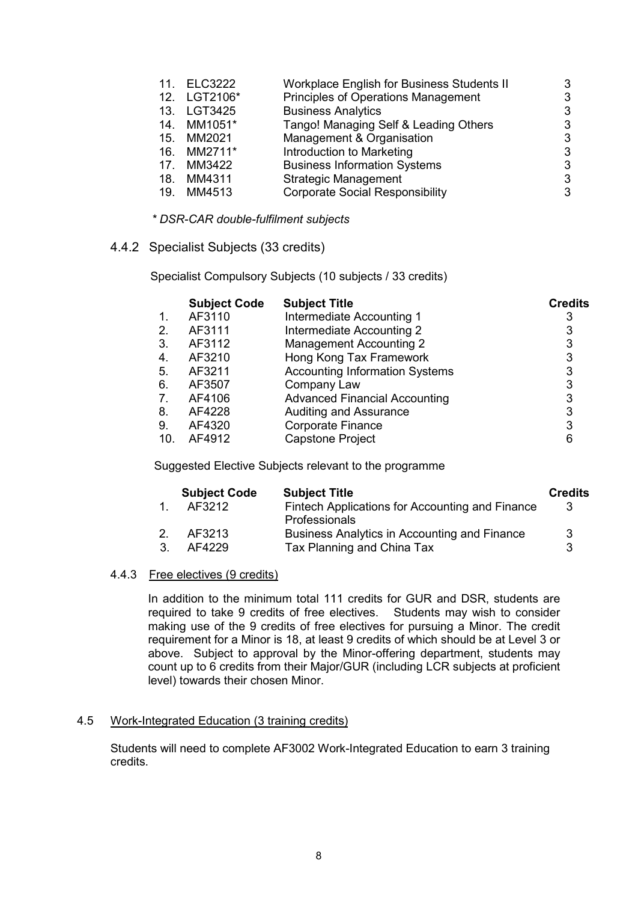| | | | |
|---|---|---|---|
| 11. | ELC3222 | Workplace English for Business Students II | 3 |
| 12. | LGT2106* | Principles of Operations Management | 3 |
| 13. | LGT3425 | Business Analytics | 3 |
| 14. | MM1051* | Tango! Managing Self & Leading Others | 3 |
| 15. | MM2021 | Management & Organisation | 3 |
| 16. | MM2711* | Introduction to Marketing | 3 |
| 17. | MM3422 | Business Information Systems | 3 |
| 18. | MM4311 | Strategic Management | 3 |
| 19. | MM4513 | Corporate Social Responsibility | 3 |

*\* DSR-CAR double-fulfilment subjects*

### 4.4.2 Specialist Subjects (33 credits)

Specialist Compulsory Subjects (10 subjects / 33 credits)

| | Subject Code | Subject Title | Credits |
|---|---|---|---|
| 1. | AF3110 | Intermediate Accounting 1 | 3 |
| 2. | AF3111 | Intermediate Accounting 2 | 3 |
| 3. | AF3112 | Management Accounting 2 | 3 |
| 4. | AF3210 | Hong Kong Tax Framework | 3 |
| 5. | AF3211 | Accounting Information Systems | 3 |
| 6. | AF3507 | Company Law | 3 |
| 7. | AF4106 | Advanced Financial Accounting | 3 |
| 8. | AF4228 | Auditing and Assurance | 3 |
| 9. | AF4320 | Corporate Finance | 3 |
| 10. | AF4912 | Capstone Project | 6 |

Suggested Elective Subjects relevant to the programme

| | Subject Code | Subject Title | Credits |
|---|---|---|---|
| 1. | AF3212 | Fintech Applications for Accounting and Finance Professionals | 3 |
| 2. | AF3213 | Business Analytics in Accounting and Finance | 3 |
| 3. | AF4229 | Tax Planning and China Tax | 3 |

### 4.4.3 Free electives (9 credits)

In addition to the minimum total 111 credits for GUR and DSR, students are required to take 9 credits of free electives. Students may wish to consider making use of the 9 credits of free electives for pursuing a Minor. The credit requirement for a Minor is 18, at least 9 credits of which should be at Level 3 or above. Subject to approval by the Minor-offering department, students may count up to 6 credits from their Major/GUR (including LCR subjects at proficient level) towards their chosen Minor.

## 4.5 Work-Integrated Education (3 training credits)

Students will need to complete AF3002 Work-Integrated Education to earn 3 training credits.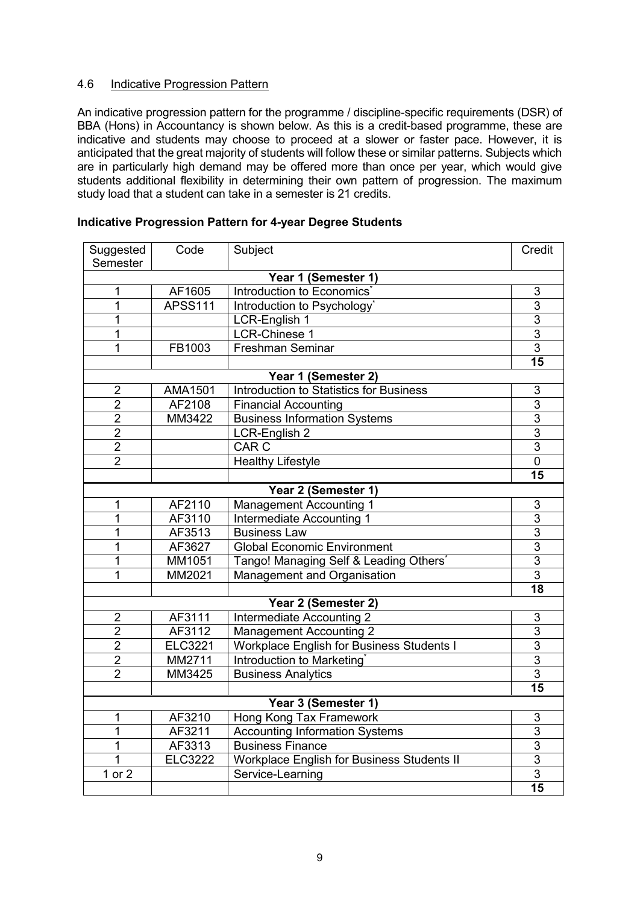## 4.6 Indicative Progression Pattern

An indicative progression pattern for the programme / discipline-specific requirements (DSR) of BBA (Hons) in Accountancy is shown below. As this is a credit-based programme, these are indicative and students may choose to proceed at a slower or faster pace. However, it is anticipated that the great majority of students will follow these or similar patterns. Subjects which are in particularly high demand may be offered more than once per year, which would give students additional flexibility in determining their own pattern of progression. The maximum study load that a student can take in a semester is 21 credits.

**Indicative Progression Pattern for 4-year Degree Students**

| Suggested Semester | Code | Subject | Credit |
|---|---|---|---|
| **Year 1 (Semester 1)** | | | |
| 1 | AF1605 | Introduction to Economics* | 3 |
| 1 | APSS111 | Introduction to Psychology* | 3 |
| 1 | | LCR-English 1 | 3 |
| 1 | | LCR-Chinese 1 | 3 |
| 1 | FB1003 | Freshman Seminar | 3 |
| | | | **15** |
| **Year 1 (Semester 2)** | | | |
| 2 | AMA1501 | Introduction to Statistics for Business | 3 |
| 2 | AF2108 | Financial Accounting | 3 |
| 2 | MM3422 | Business Information Systems | 3 |
| 2 | | LCR-English 2 | 3 |
| 2 | | CAR C | 3 |
| 2 | | Healthy Lifestyle | 0 |
| | | | **15** |
| **Year 2 (Semester 1)** | | | |
| 1 | AF2110 | Management Accounting 1 | 3 |
| 1 | AF3110 | Intermediate Accounting 1 | 3 |
| 1 | AF3513 | Business Law | 3 |
| 1 | AF3627 | Global Economic Environment | 3 |
| 1 | MM1051 | Tango! Managing Self & Leading Others* | 3 |
| 1 | MM2021 | Management and Organisation | 3 |
| | | | **18** |
| **Year 2 (Semester 2)** | | | |
| 2 | AF3111 | Intermediate Accounting 2 | 3 |
| 2 | AF3112 | Management Accounting 2 | 3 |
| 2 | ELC3221 | Workplace English for Business Students I | 3 |
| 2 | MM2711 | Introduction to Marketing* | 3 |
| 2 | MM3425 | Business Analytics | 3 |
| | | | **15** |
| **Year 3 (Semester 1)** | | | |
| 1 | AF3210 | Hong Kong Tax Framework | 3 |
| 1 | AF3211 | Accounting Information Systems | 3 |
| 1 | AF3313 | Business Finance | 3 |
| 1 | ELC3222 | Workplace English for Business Students II | 3 |
| 1 or 2 | | Service-Learning | 3 |
| | | | **15** |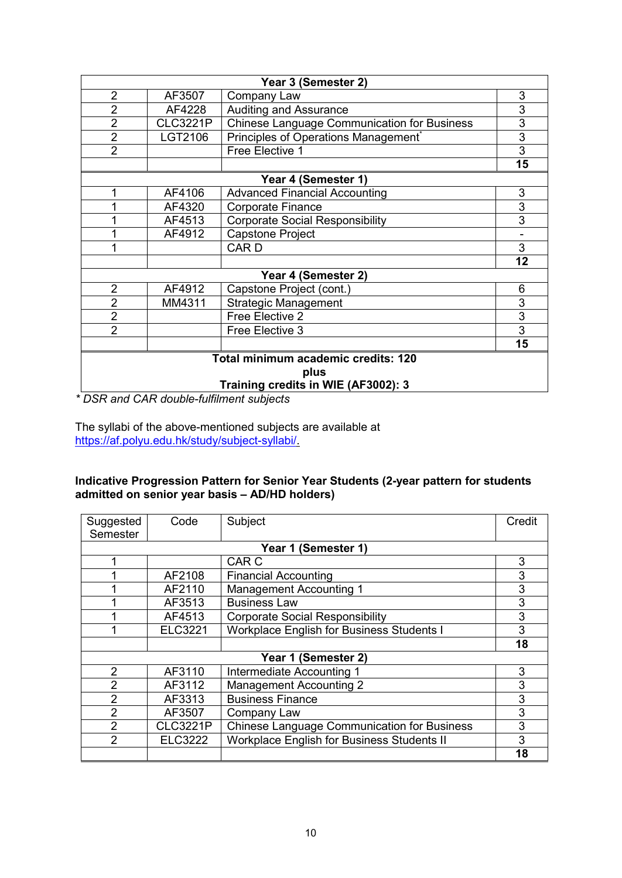| | | | |
|---|---|---|---|
| **Year 3 (Semester 2)** | | | |
| 2 | AF3507 | Company Law | 3 |
| 2 | AF4228 | Auditing and Assurance | 3 |
| 2 | CLC3221P | Chinese Language Communication for Business | 3 |
| 2 | LGT2106 | Principles of Operations Management* | 3 |
| 2 | | Free Elective 1 | 3 |
| | | | **15** |
| **Year 4 (Semester 1)** | | | |
| 1 | AF4106 | Advanced Financial Accounting | 3 |
| 1 | AF4320 | Corporate Finance | 3 |
| 1 | AF4513 | Corporate Social Responsibility | 3 |
| 1 | AF4912 | Capstone Project | - |
| 1 | | CAR D | 3 |
| | | | **12** |
| **Year 4 (Semester 2)** | | | |
| 2 | AF4912 | Capstone Project (cont.) | 6 |
| 2 | MM4311 | Strategic Management | 3 |
| 2 | | Free Elective 2 | 3 |
| 2 | | Free Elective 3 | 3 |
| | | | **15** |
| **Total minimum academic credits: 120 plus Training credits in WIE (AF3002): 3** | | | |

*\* DSR and CAR double-fulfilment subjects*

The syllabi of the above-mentioned subjects are available at https://af.polyu.edu.hk/study/subject-syllabi/.

**Indicative Progression Pattern for Senior Year Students (2-year pattern for students admitted on senior year basis – AD/HD holders)**

| Suggested Semester | Code | Subject | Credit |
|---|---|---|---|
| **Year 1 (Semester 1)** | | | |
| 1 | | CAR C | 3 |
| 1 | AF2108 | Financial Accounting | 3 |
| 1 | AF2110 | Management Accounting 1 | 3 |
| 1 | AF3513 | Business Law | 3 |
| 1 | AF4513 | Corporate Social Responsibility | 3 |
| 1 | ELC3221 | Workplace English for Business Students I | 3 |
| | | | **18** |
| **Year 1 (Semester 2)** | | | |
| 2 | AF3110 | Intermediate Accounting 1 | 3 |
| 2 | AF3112 | Management Accounting 2 | 3 |
| 2 | AF3313 | Business Finance | 3 |
| 2 | AF3507 | Company Law | 3 |
| 2 | CLC3221P | Chinese Language Communication for Business | 3 |
| 2 | ELC3222 | Workplace English for Business Students II | 3 |
| | | | **18** |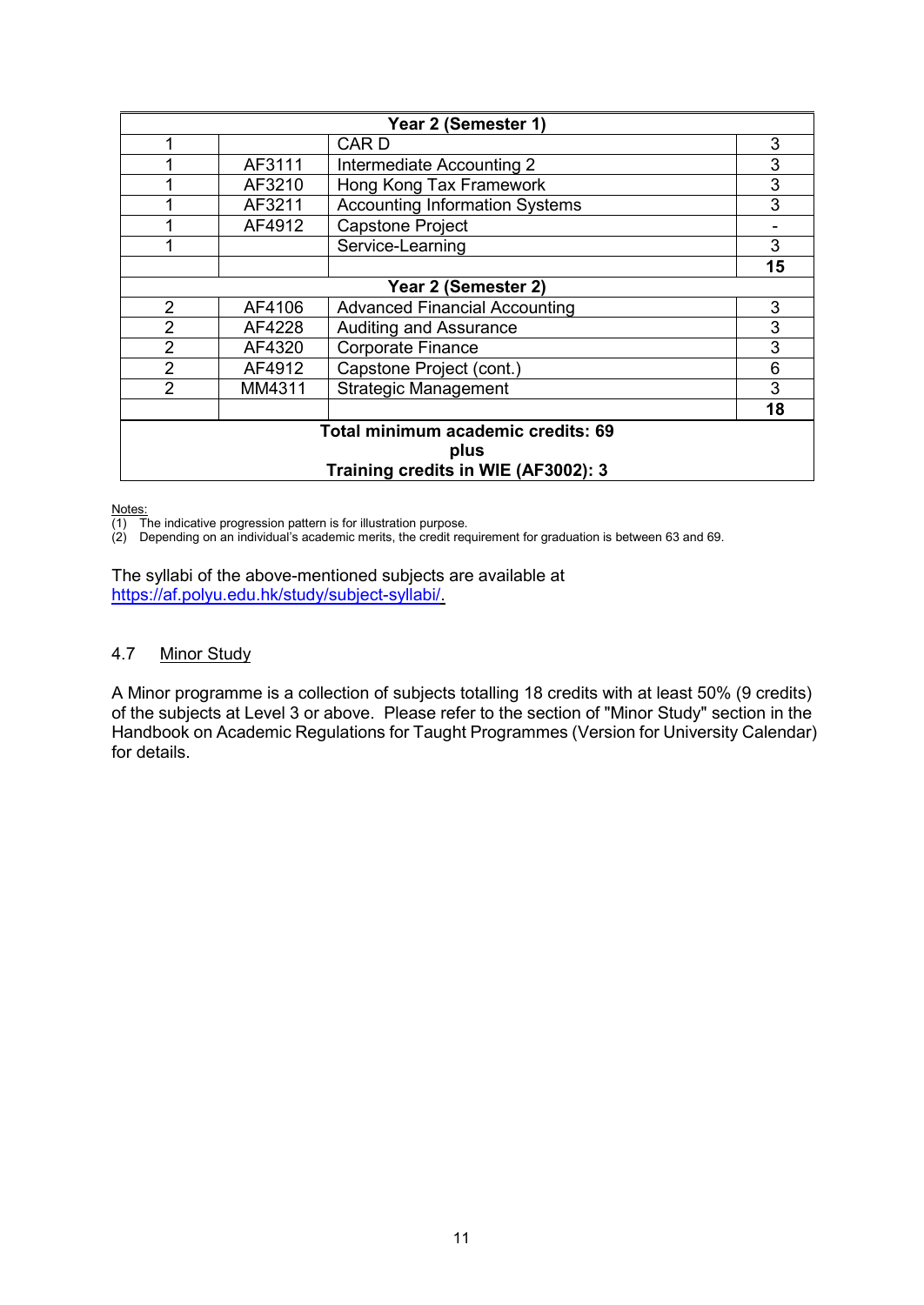| | | | |
|---|---|---|---|
| **Year 2 (Semester 1)** | | | |
| 1 | | CAR D | 3 |
| 1 | AF3111 | Intermediate Accounting 2 | 3 |
| 1 | AF3210 | Hong Kong Tax Framework | 3 |
| 1 | AF3211 | Accounting Information Systems | 3 |
| 1 | AF4912 | Capstone Project | - |
| 1 | | Service-Learning | 3 |
| | | | **15** |
| **Year 2 (Semester 2)** | | | |
| 2 | AF4106 | Advanced Financial Accounting | 3 |
| 2 | AF4228 | Auditing and Assurance | 3 |
| 2 | AF4320 | Corporate Finance | 3 |
| 2 | AF4912 | Capstone Project (cont.) | 6 |
| 2 | MM4311 | Strategic Management | 3 |
| | | | **18** |
| **Total minimum academic credits: 69 plus Training credits in WIE (AF3002): 3** | | | |

Notes:
(1) The indicative progression pattern is for illustration purpose.
(2) Depending on an individual's academic merits, the credit requirement for graduation is between 63 and 69.

The syllabi of the above-mentioned subjects are available at https://af.polyu.edu.hk/study/subject-syllabi/.

## 4.7 Minor Study

A Minor programme is a collection of subjects totalling 18 credits with at least 50% (9 credits) of the subjects at Level 3 or above. Please refer to the section of "Minor Study" section in the Handbook on Academic Regulations for Taught Programmes (Version for University Calendar) for details.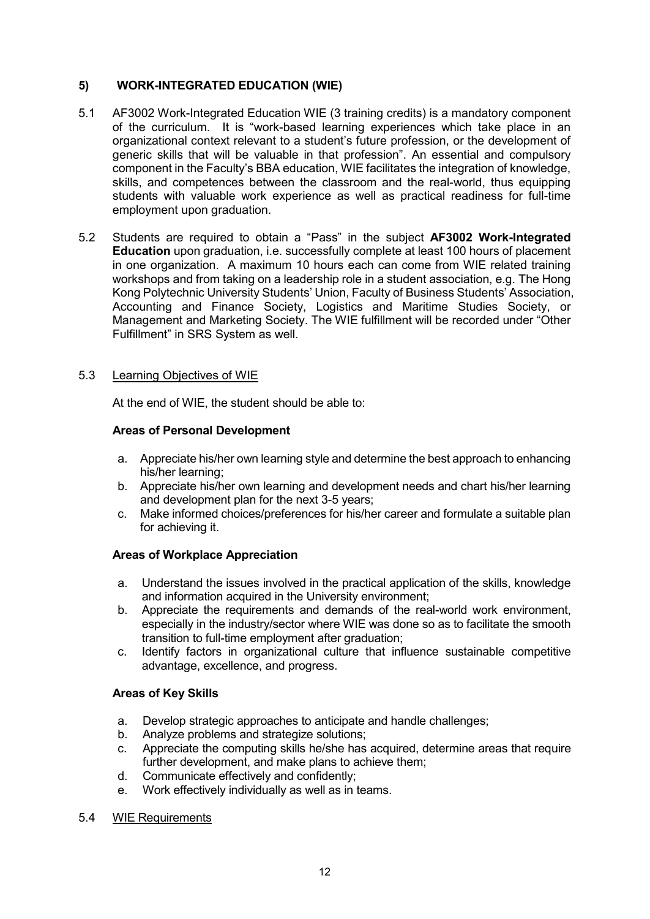## 5) WORK-INTEGRATED EDUCATION (WIE)

5.1 AF3002 Work-Integrated Education WIE (3 training credits) is a mandatory component of the curriculum. It is "work-based learning experiences which take place in an organizational context relevant to a student's future profession, or the development of generic skills that will be valuable in that profession". An essential and compulsory component in the Faculty's BBA education, WIE facilitates the integration of knowledge, skills, and competences between the classroom and the real-world, thus equipping students with valuable work experience as well as practical readiness for full-time employment upon graduation.

5.2 Students are required to obtain a "Pass" in the subject **AF3002 Work-Integrated Education** upon graduation, i.e. successfully complete at least 100 hours of placement in one organization. A maximum 10 hours each can come from WIE related training workshops and from taking on a leadership role in a student association, e.g. The Hong Kong Polytechnic University Students' Union, Faculty of Business Students' Association, Accounting and Finance Society, Logistics and Maritime Studies Society, or Management and Marketing Society. The WIE fulfillment will be recorded under "Other Fulfillment" in SRS System as well.

### 5.3 Learning Objectives of WIE

At the end of WIE, the student should be able to:

**Areas of Personal Development**

a. Appreciate his/her own learning style and determine the best approach to enhancing his/her learning;
b. Appreciate his/her own learning and development needs and chart his/her learning and development plan for the next 3-5 years;
c. Make informed choices/preferences for his/her career and formulate a suitable plan for achieving it.

**Areas of Workplace Appreciation**

a. Understand the issues involved in the practical application of the skills, knowledge and information acquired in the University environment;
b. Appreciate the requirements and demands of the real-world work environment, especially in the industry/sector where WIE was done so as to facilitate the smooth transition to full-time employment after graduation;
c. Identify factors in organizational culture that influence sustainable competitive advantage, excellence, and progress.

**Areas of Key Skills**

a. Develop strategic approaches to anticipate and handle challenges;
b. Analyze problems and strategize solutions;
c. Appreciate the computing skills he/she has acquired, determine areas that require further development, and make plans to achieve them;
d. Communicate effectively and confidently;
e. Work effectively individually as well as in teams.

### 5.4 WIE Requirements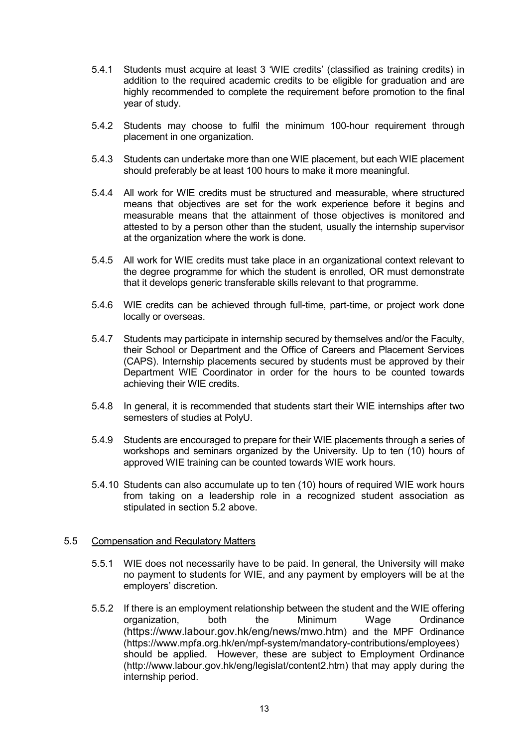5.4.1 Students must acquire at least 3 'WIE credits' (classified as training credits) in addition to the required academic credits to be eligible for graduation and are highly recommended to complete the requirement before promotion to the final year of study.

5.4.2 Students may choose to fulfil the minimum 100-hour requirement through placement in one organization.

5.4.3 Students can undertake more than one WIE placement, but each WIE placement should preferably be at least 100 hours to make it more meaningful.

5.4.4 All work for WIE credits must be structured and measurable, where structured means that objectives are set for the work experience before it begins and measurable means that the attainment of those objectives is monitored and attested to by a person other than the student, usually the internship supervisor at the organization where the work is done.

5.4.5 All work for WIE credits must take place in an organizational context relevant to the degree programme for which the student is enrolled, OR must demonstrate that it develops generic transferable skills relevant to that programme.

5.4.6 WIE credits can be achieved through full-time, part-time, or project work done locally or overseas.

5.4.7 Students may participate in internship secured by themselves and/or the Faculty, their School or Department and the Office of Careers and Placement Services (CAPS). Internship placements secured by students must be approved by their Department WIE Coordinator in order for the hours to be counted towards achieving their WIE credits.

5.4.8 In general, it is recommended that students start their WIE internships after two semesters of studies at PolyU.

5.4.9 Students are encouraged to prepare for their WIE placements through a series of workshops and seminars organized by the University. Up to ten (10) hours of approved WIE training can be counted towards WIE work hours.

5.4.10 Students can also accumulate up to ten (10) hours of required WIE work hours from taking on a leadership role in a recognized student association as stipulated in section 5.2 above.

## 5.5 Compensation and Regulatory Matters

5.5.1 WIE does not necessarily have to be paid. In general, the University will make no payment to students for WIE, and any payment by employers will be at the employers' discretion.

5.5.2 If there is an employment relationship between the student and the WIE offering organization, both the Minimum Wage Ordinance (https://www.labour.gov.hk/eng/news/mwo.htm) and the MPF Ordinance (https://www.mpfa.org.hk/en/mpf-system/mandatory-contributions/employees) should be applied. However, these are subject to Employment Ordinance (http://www.labour.gov.hk/eng/legislat/content2.htm) that may apply during the internship period.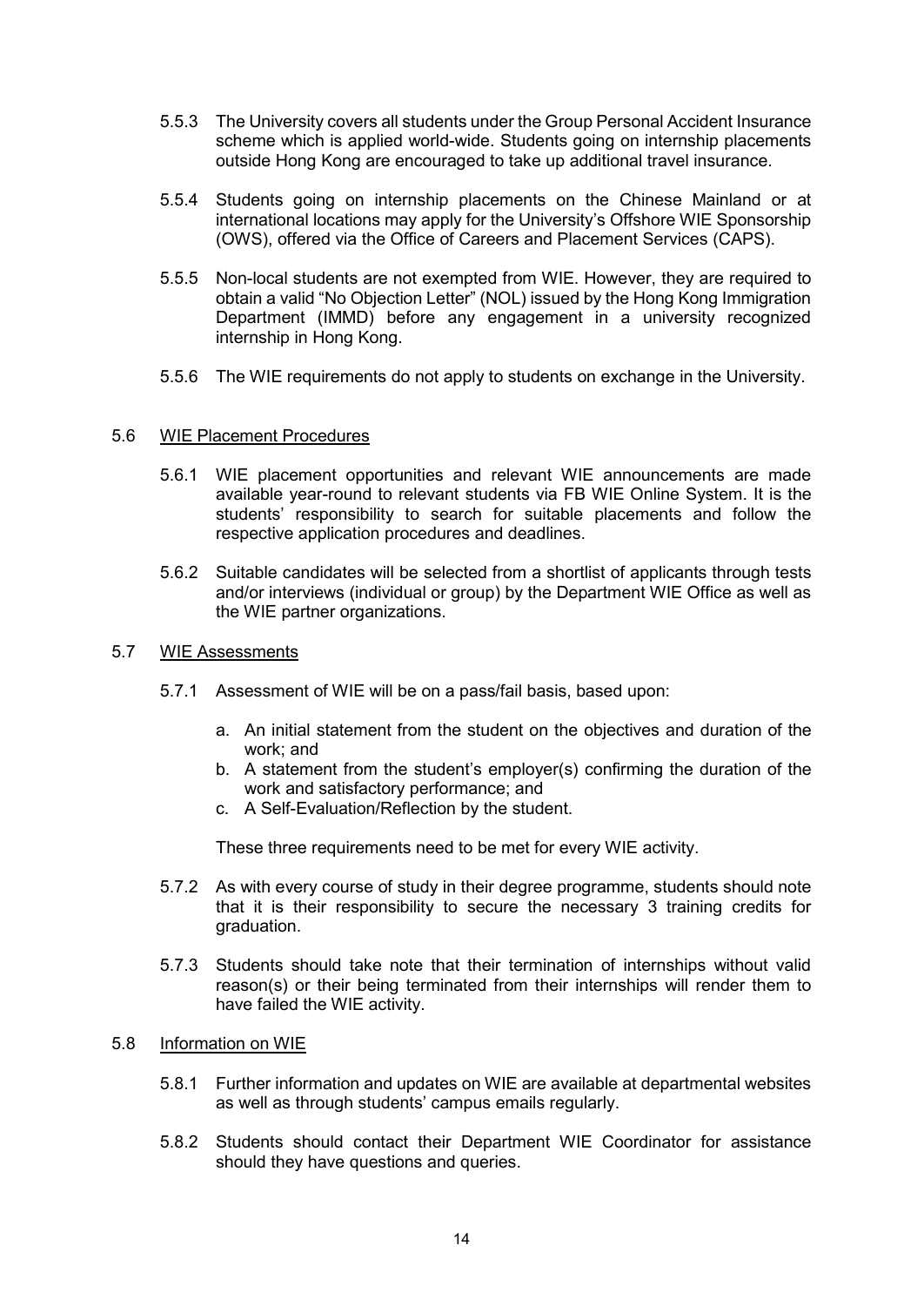5.5.3 The University covers all students under the Group Personal Accident Insurance scheme which is applied world-wide. Students going on internship placements outside Hong Kong are encouraged to take up additional travel insurance.

5.5.4 Students going on internship placements on the Chinese Mainland or at international locations may apply for the University's Offshore WIE Sponsorship (OWS), offered via the Office of Careers and Placement Services (CAPS).

5.5.5 Non-local students are not exempted from WIE. However, they are required to obtain a valid "No Objection Letter" (NOL) issued by the Hong Kong Immigration Department (IMMD) before any engagement in a university recognized internship in Hong Kong.

5.5.6 The WIE requirements do not apply to students on exchange in the University.

### 5.6 WIE Placement Procedures

5.6.1 WIE placement opportunities and relevant WIE announcements are made available year-round to relevant students via FB WIE Online System. It is the students' responsibility to search for suitable placements and follow the respective application procedures and deadlines.

5.6.2 Suitable candidates will be selected from a shortlist of applicants through tests and/or interviews (individual or group) by the Department WIE Office as well as the WIE partner organizations.

### 5.7 WIE Assessments

5.7.1 Assessment of WIE will be on a pass/fail basis, based upon:

a. An initial statement from the student on the objectives and duration of the work; and
b. A statement from the student's employer(s) confirming the duration of the work and satisfactory performance; and
c. A Self-Evaluation/Reflection by the student.

These three requirements need to be met for every WIE activity.

5.7.2 As with every course of study in their degree programme, students should note that it is their responsibility to secure the necessary 3 training credits for graduation.

5.7.3 Students should take note that their termination of internships without valid reason(s) or their being terminated from their internships will render them to have failed the WIE activity.

### 5.8 Information on WIE

5.8.1 Further information and updates on WIE are available at departmental websites as well as through students' campus emails regularly.

5.8.2 Students should contact their Department WIE Coordinator for assistance should they have questions and queries.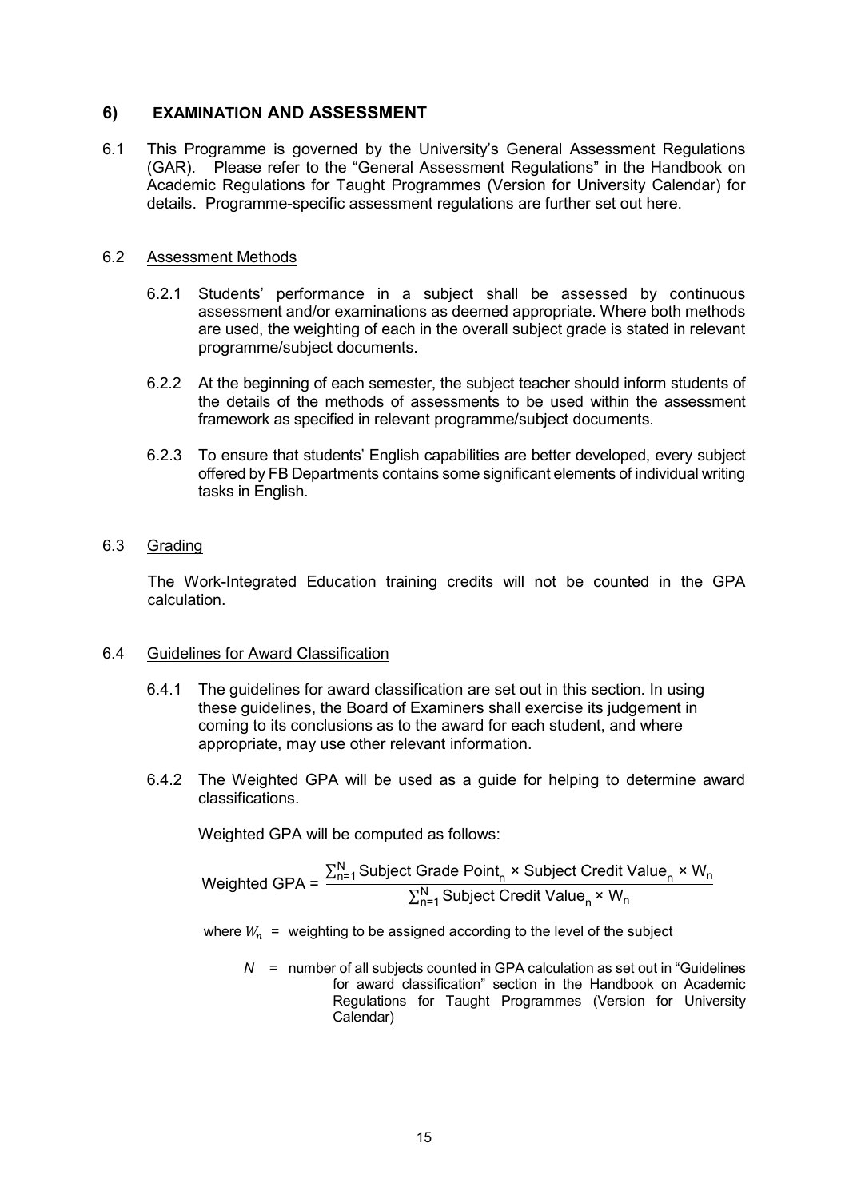## 6) EXAMINATION AND ASSESSMENT

6.1 This Programme is governed by the University's General Assessment Regulations (GAR). Please refer to the "General Assessment Regulations" in the Handbook on Academic Regulations for Taught Programmes (Version for University Calendar) for details. Programme-specific assessment regulations are further set out here.

### 6.2 Assessment Methods

6.2.1 Students' performance in a subject shall be assessed by continuous assessment and/or examinations as deemed appropriate. Where both methods are used, the weighting of each in the overall subject grade is stated in relevant programme/subject documents.

6.2.2 At the beginning of each semester, the subject teacher should inform students of the details of the methods of assessments to be used within the assessment framework as specified in relevant programme/subject documents.

6.2.3 To ensure that students' English capabilities are better developed, every subject offered by FB Departments contains some significant elements of individual writing tasks in English.

### 6.3 Grading

The Work-Integrated Education training credits will not be counted in the GPA calculation.

### 6.4 Guidelines for Award Classification

6.4.1 The guidelines for award classification are set out in this section. In using these guidelines, the Board of Examiners shall exercise its judgement in coming to its conclusions as to the award for each student, and where appropriate, may use other relevant information.

6.4.2 The Weighted GPA will be used as a guide for helping to determine award classifications.

Weighted GPA will be computed as follows:

$$\text{Weighted GPA} = \frac{\sum_{n=1}^{N} \text{Subject Grade Point}_n \times \text{Subject Credit Value}_n \times W_n}{\sum_{n=1}^{N} \text{Subject Credit Value}_n \times W_n}$$

where $W_n$ = weighting to be assigned according to the level of the subject

$N$ = number of all subjects counted in GPA calculation as set out in "Guidelines for award classification" section in the Handbook on Academic Regulations for Taught Programmes (Version for University Calendar)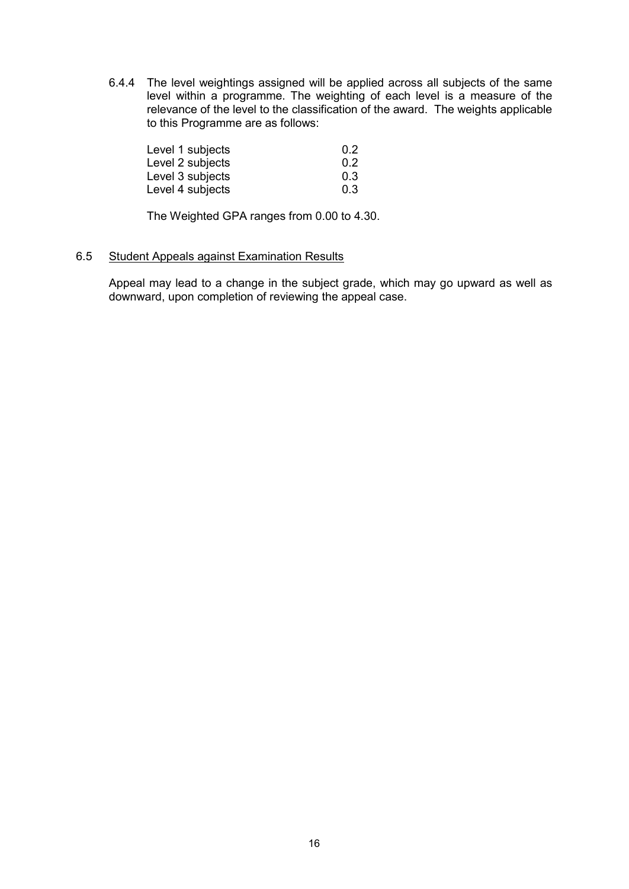6.4.4 The level weightings assigned will be applied across all subjects of the same level within a programme. The weighting of each level is a measure of the relevance of the level to the classification of the award. The weights applicable to this Programme are as follows:

| | |
|---|---|
| Level 1 subjects | 0.2 |
| Level 2 subjects | 0.2 |
| Level 3 subjects | 0.3 |
| Level 4 subjects | 0.3 |

The Weighted GPA ranges from 0.00 to 4.30.

6.5 <u>Student Appeals against Examination Results</u>

Appeal may lead to a change in the subject grade, which may go upward as well as downward, upon completion of reviewing the appeal case.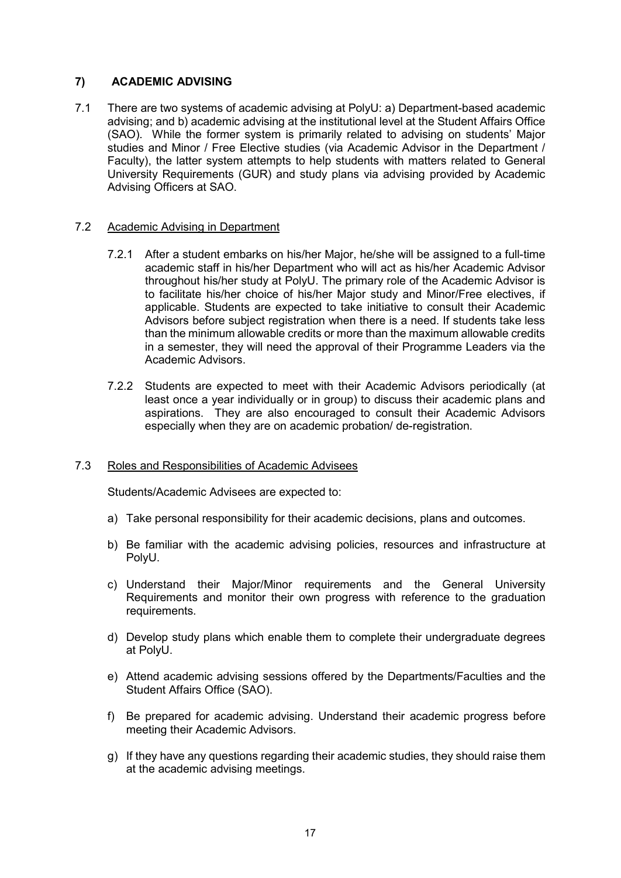## 7) ACADEMIC ADVISING

7.1 There are two systems of academic advising at PolyU: a) Department-based academic advising; and b) academic advising at the institutional level at the Student Affairs Office (SAO). While the former system is primarily related to advising on students' Major studies and Minor / Free Elective studies (via Academic Advisor in the Department / Faculty), the latter system attempts to help students with matters related to General University Requirements (GUR) and study plans via advising provided by Academic Advising Officers at SAO.

### 7.2 Academic Advising in Department

7.2.1 After a student embarks on his/her Major, he/she will be assigned to a full-time academic staff in his/her Department who will act as his/her Academic Advisor throughout his/her study at PolyU. The primary role of the Academic Advisor is to facilitate his/her choice of his/her Major study and Minor/Free electives, if applicable. Students are expected to take initiative to consult their Academic Advisors before subject registration when there is a need. If students take less than the minimum allowable credits or more than the maximum allowable credits in a semester, they will need the approval of their Programme Leaders via the Academic Advisors.

7.2.2 Students are expected to meet with their Academic Advisors periodically (at least once a year individually or in group) to discuss their academic plans and aspirations. They are also encouraged to consult their Academic Advisors especially when they are on academic probation/ de-registration.

### 7.3 Roles and Responsibilities of Academic Advisees

Students/Academic Advisees are expected to:

a) Take personal responsibility for their academic decisions, plans and outcomes.

b) Be familiar with the academic advising policies, resources and infrastructure at PolyU.

c) Understand their Major/Minor requirements and the General University Requirements and monitor their own progress with reference to the graduation requirements.

d) Develop study plans which enable them to complete their undergraduate degrees at PolyU.

e) Attend academic advising sessions offered by the Departments/Faculties and the Student Affairs Office (SAO).

f) Be prepared for academic advising. Understand their academic progress before meeting their Academic Advisors.

g) If they have any questions regarding their academic studies, they should raise them at the academic advising meetings.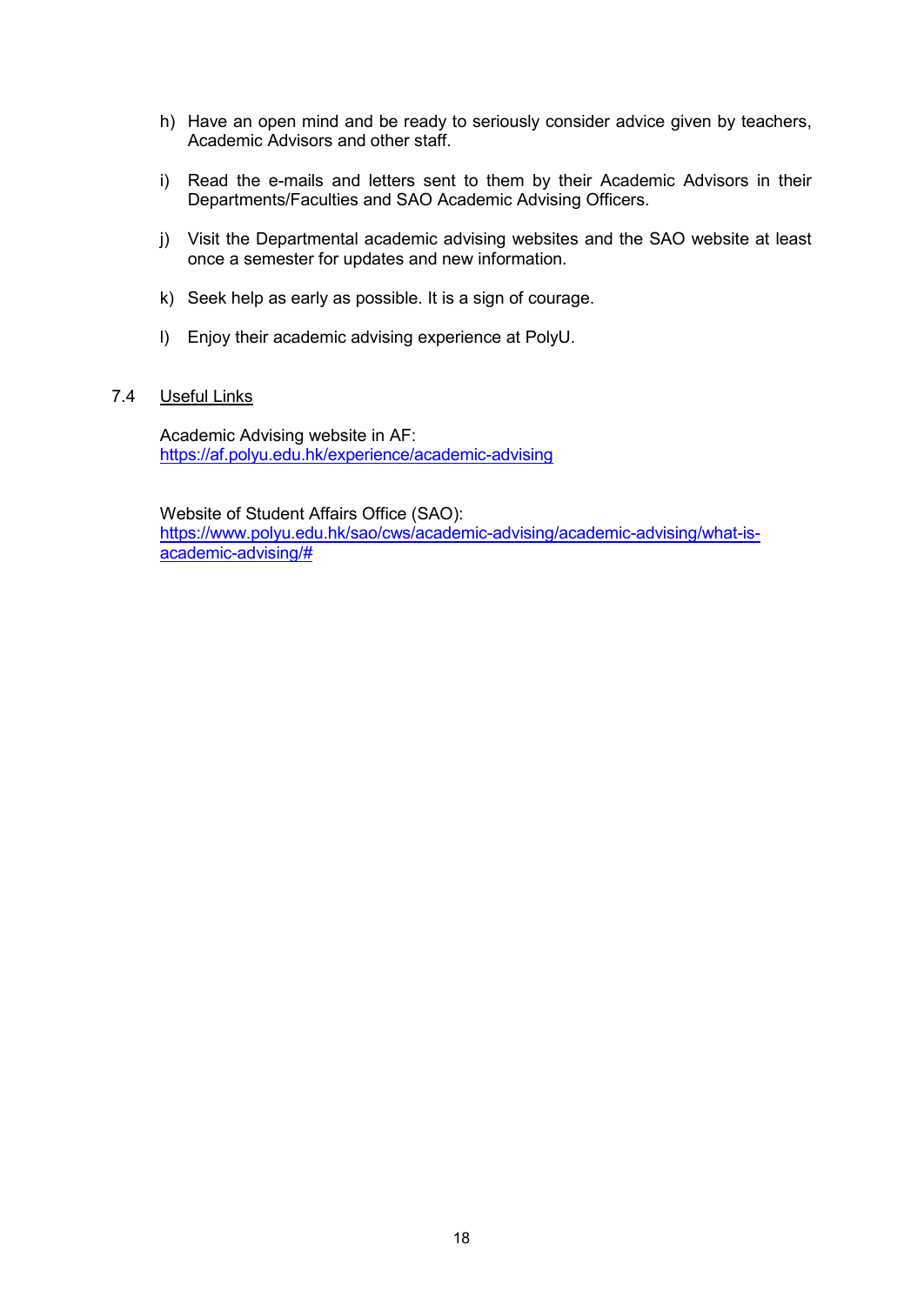h) Have an open mind and be ready to seriously consider advice given by teachers, Academic Advisors and other staff.

i) Read the e-mails and letters sent to them by their Academic Advisors in their Departments/Faculties and SAO Academic Advising Officers.

j) Visit the Departmental academic advising websites and the SAO website at least once a semester for updates and new information.

k) Seek help as early as possible. It is a sign of courage.

l) Enjoy their academic advising experience at PolyU.

## 7.4 Useful Links

Academic Advising website in AF:
https://af.polyu.edu.hk/experience/academic-advising

Website of Student Affairs Office (SAO):
https://www.polyu.edu.hk/sao/cws/academic-advising/academic-advising/what-is-academic-advising/#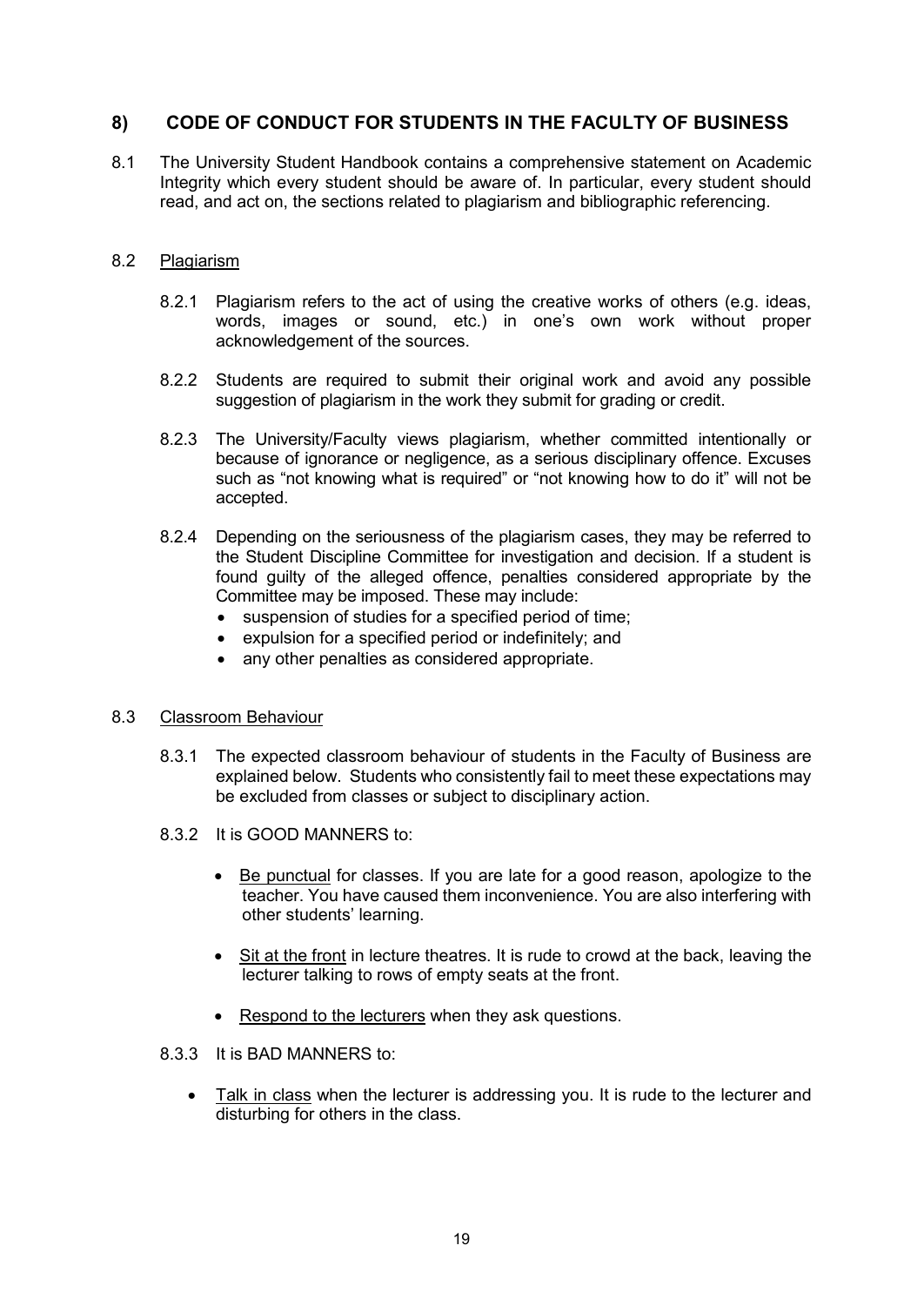## 8) CODE OF CONDUCT FOR STUDENTS IN THE FACULTY OF BUSINESS

8.1 The University Student Handbook contains a comprehensive statement on Academic Integrity which every student should be aware of. In particular, every student should read, and act on, the sections related to plagiarism and bibliographic referencing.

### 8.2 Plagiarism

8.2.1 Plagiarism refers to the act of using the creative works of others (e.g. ideas, words, images or sound, etc.) in one's own work without proper acknowledgement of the sources.

8.2.2 Students are required to submit their original work and avoid any possible suggestion of plagiarism in the work they submit for grading or credit.

8.2.3 The University/Faculty views plagiarism, whether committed intentionally or because of ignorance or negligence, as a serious disciplinary offence. Excuses such as "not knowing what is required" or "not knowing how to do it" will not be accepted.

8.2.4 Depending on the seriousness of the plagiarism cases, they may be referred to the Student Discipline Committee for investigation and decision. If a student is found guilty of the alleged offence, penalties considered appropriate by the Committee may be imposed. These may include:

- suspension of studies for a specified period of time;
- expulsion for a specified period or indefinitely; and
- any other penalties as considered appropriate.

### 8.3 Classroom Behaviour

8.3.1 The expected classroom behaviour of students in the Faculty of Business are explained below. Students who consistently fail to meet these expectations may be excluded from classes or subject to disciplinary action.

8.3.2 It is GOOD MANNERS to:

- Be punctual for classes. If you are late for a good reason, apologize to the teacher. You have caused them inconvenience. You are also interfering with other students' learning.
- Sit at the front in lecture theatres. It is rude to crowd at the back, leaving the lecturer talking to rows of empty seats at the front.
- Respond to the lecturers when they ask questions.

8.3.3 It is BAD MANNERS to:

- Talk in class when the lecturer is addressing you. It is rude to the lecturer and disturbing for others in the class.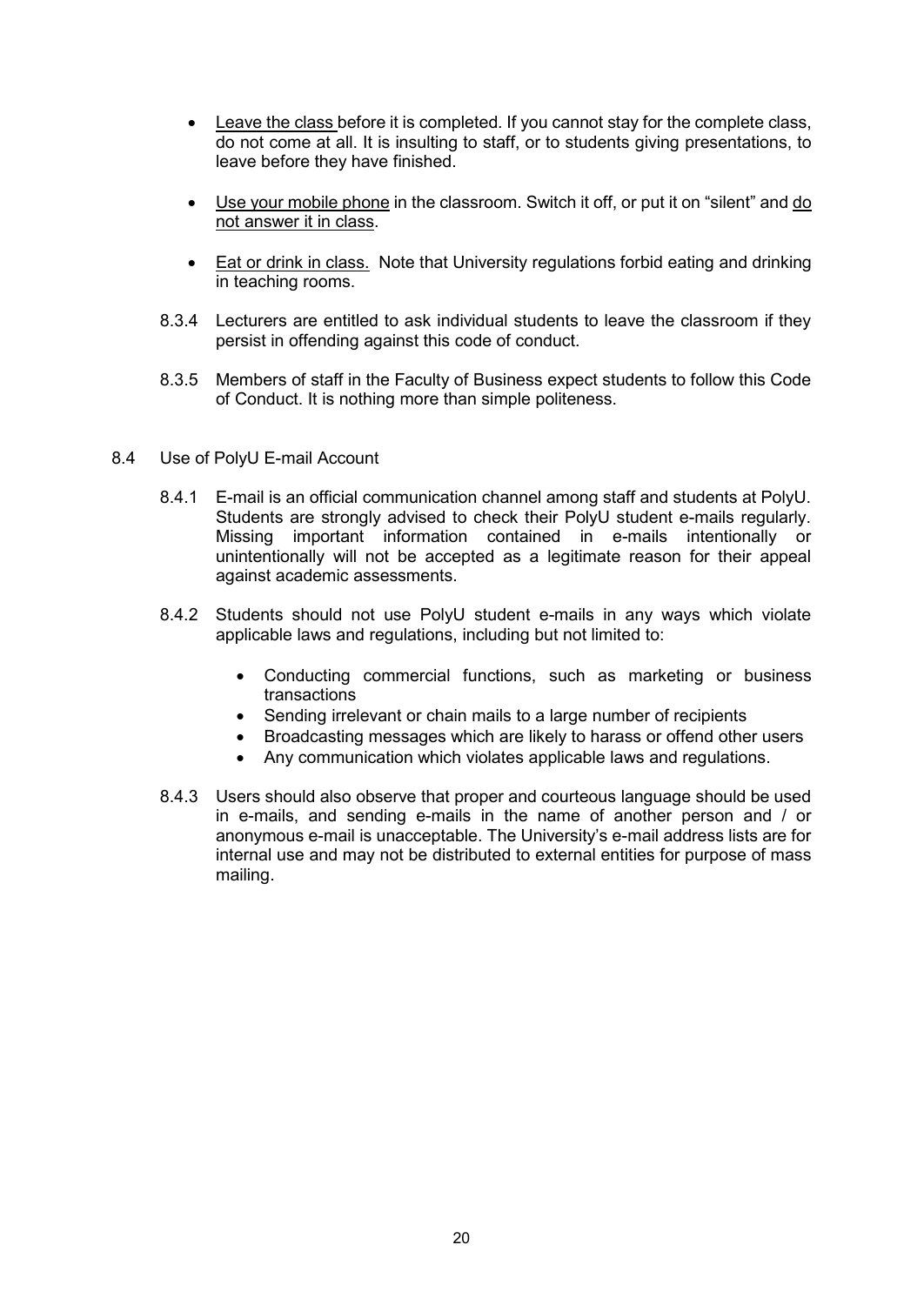- Leave the class before it is completed. If you cannot stay for the complete class, do not come at all. It is insulting to staff, or to students giving presentations, to leave before they have finished.

- Use your mobile phone in the classroom. Switch it off, or put it on "silent" and do not answer it in class.

- Eat or drink in class. Note that University regulations forbid eating and drinking in teaching rooms.

8.3.4 Lecturers are entitled to ask individual students to leave the classroom if they persist in offending against this code of conduct.

8.3.5 Members of staff in the Faculty of Business expect students to follow this Code of Conduct. It is nothing more than simple politeness.

8.4 Use of PolyU E-mail Account

8.4.1 E-mail is an official communication channel among staff and students at PolyU. Students are strongly advised to check their PolyU student e-mails regularly. Missing important information contained in e-mails intentionally or unintentionally will not be accepted as a legitimate reason for their appeal against academic assessments.

8.4.2 Students should not use PolyU student e-mails in any ways which violate applicable laws and regulations, including but not limited to:

- Conducting commercial functions, such as marketing or business transactions
- Sending irrelevant or chain mails to a large number of recipients
- Broadcasting messages which are likely to harass or offend other users
- Any communication which violates applicable laws and regulations.

8.4.3 Users should also observe that proper and courteous language should be used in e-mails, and sending e-mails in the name of another person and / or anonymous e-mail is unacceptable. The University's e-mail address lists are for internal use and may not be distributed to external entities for purpose of mass mailing.